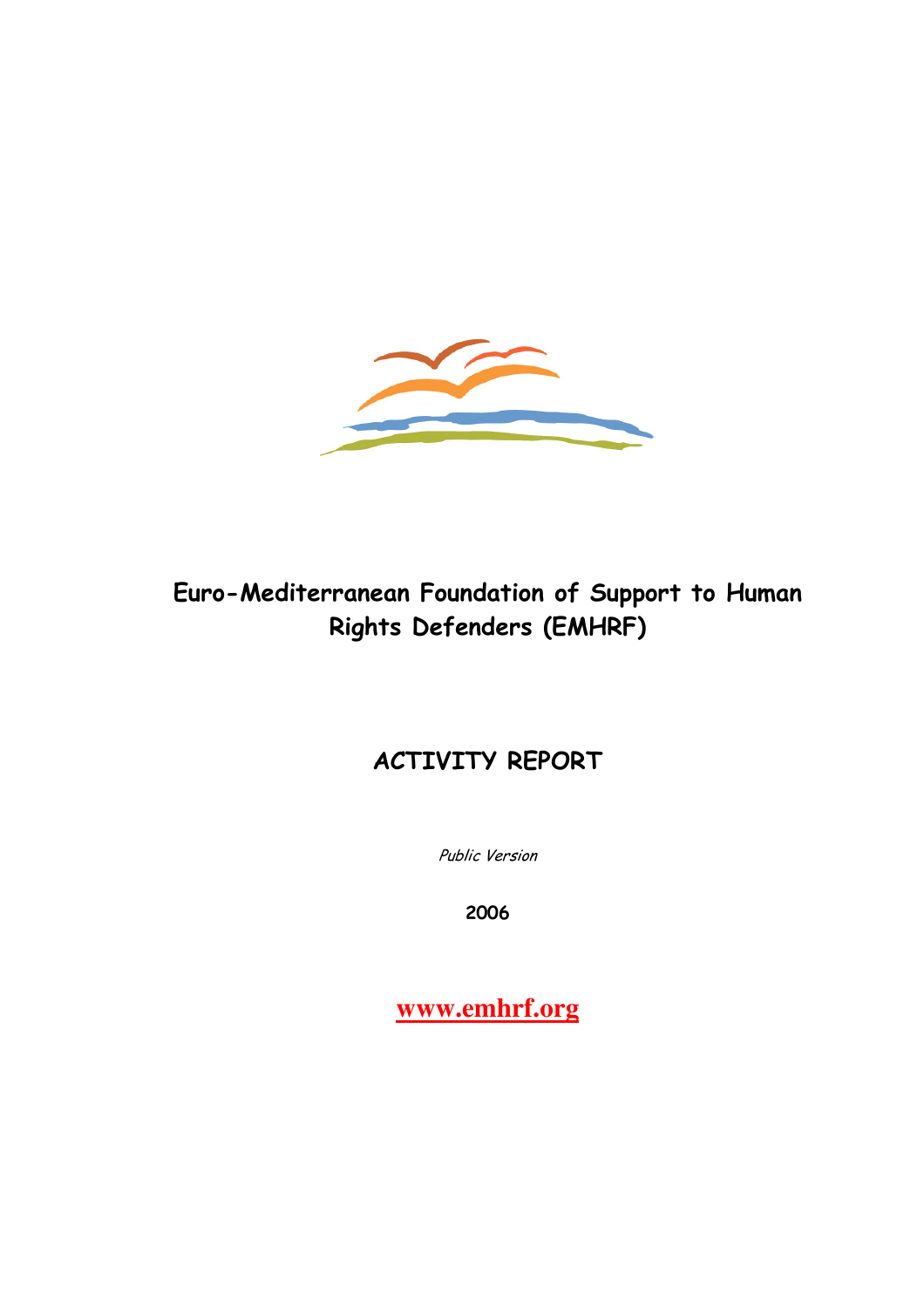# Euro-Mediterranean Foundation of Support to Human Rights Defenders (EMHRF)

## ACTIVITY REPORT

*Public Version*

**2006**

**www.emhrf.org**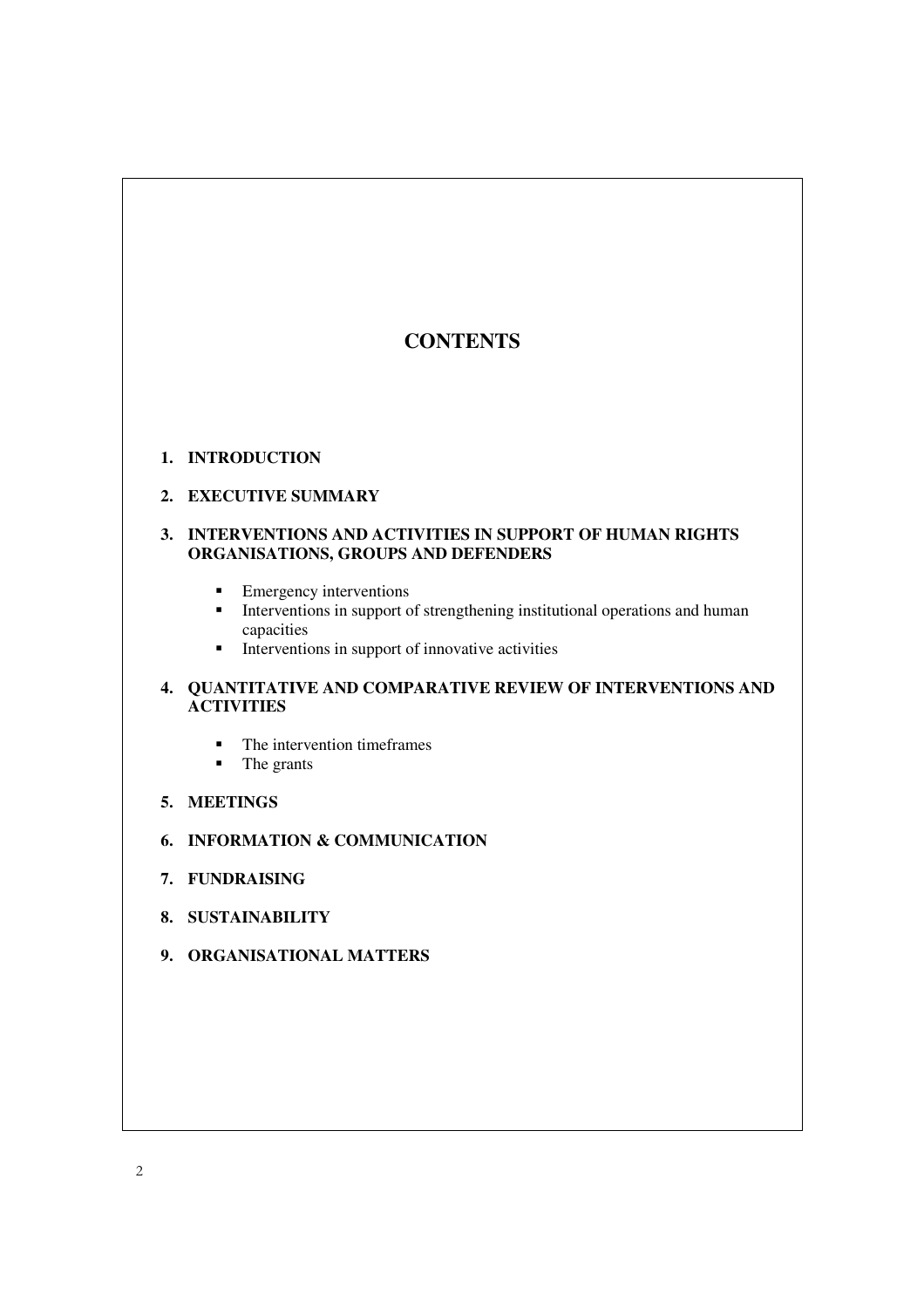# CONTENTS

1. **INTRODUCTION**

2. **EXECUTIVE SUMMARY**

3. **INTERVENTIONS AND ACTIVITIES IN SUPPORT OF HUMAN RIGHTS ORGANISATIONS, GROUPS AND DEFENDERS**

   - Emergency interventions
   - Interventions in support of strengthening institutional operations and human capacities
   - Interventions in support of innovative activities

4. **QUANTITATIVE AND COMPARATIVE REVIEW OF INTERVENTIONS AND ACTIVITIES**

   - The intervention timeframes
   - The grants

5. **MEETINGS**

6. **INFORMATION & COMMUNICATION**

7. **FUNDRAISING**

8. **SUSTAINABILITY**

9. **ORGANISATIONAL MATTERS**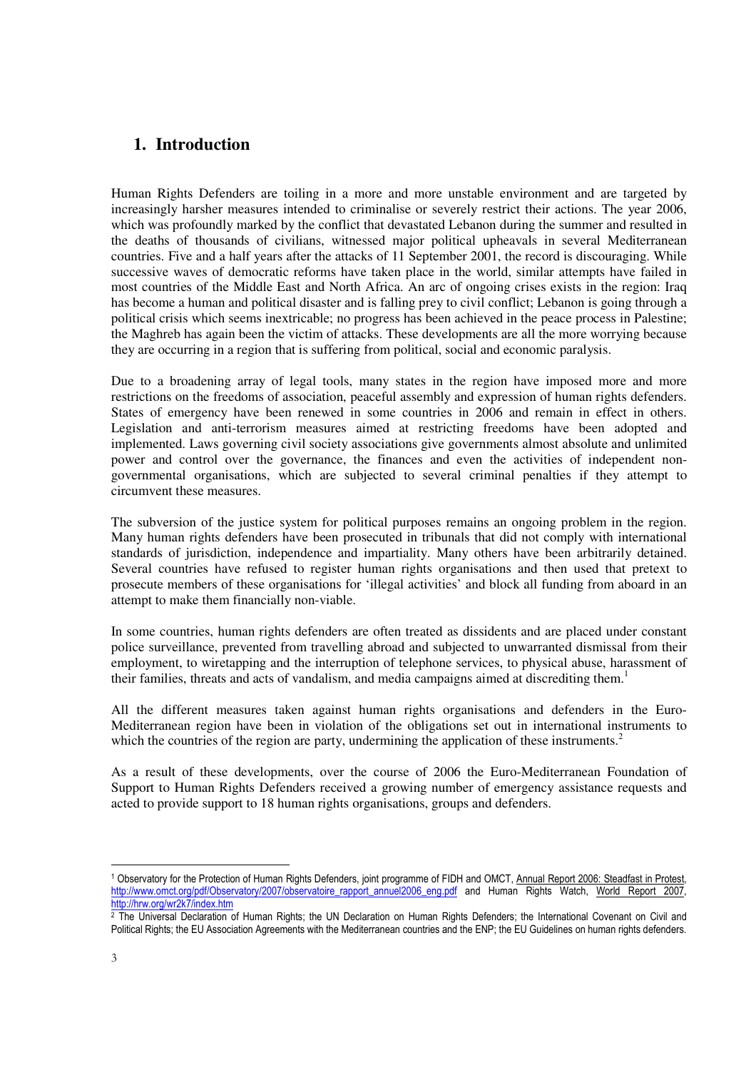# 1. Introduction

Human Rights Defenders are toiling in a more and more unstable environment and are targeted by increasingly harsher measures intended to criminalise or severely restrict their actions. The year 2006, which was profoundly marked by the conflict that devastated Lebanon during the summer and resulted in the deaths of thousands of civilians, witnessed major political upheavals in several Mediterranean countries. Five and a half years after the attacks of 11 September 2001, the record is discouraging. While successive waves of democratic reforms have taken place in the world, similar attempts have failed in most countries of the Middle East and North Africa. An arc of ongoing crises exists in the region: Iraq has become a human and political disaster and is falling prey to civil conflict; Lebanon is going through a political crisis which seems inextricable; no progress has been achieved in the peace process in Palestine; the Maghreb has again been the victim of attacks. These developments are all the more worrying because they are occurring in a region that is suffering from political, social and economic paralysis.

Due to a broadening array of legal tools, many states in the region have imposed more and more restrictions on the freedoms of association, peaceful assembly and expression of human rights defenders. States of emergency have been renewed in some countries in 2006 and remain in effect in others. Legislation and anti-terrorism measures aimed at restricting freedoms have been adopted and implemented. Laws governing civil society associations give governments almost absolute and unlimited power and control over the governance, the finances and even the activities of independent non-governmental organisations, which are subjected to several criminal penalties if they attempt to circumvent these measures.

The subversion of the justice system for political purposes remains an ongoing problem in the region. Many human rights defenders have been prosecuted in tribunals that did not comply with international standards of jurisdiction, independence and impartiality. Many others have been arbitrarily detained. Several countries have refused to register human rights organisations and then used that pretext to prosecute members of these organisations for 'illegal activities' and block all funding from aboard in an attempt to make them financially non-viable.

In some countries, human rights defenders are often treated as dissidents and are placed under constant police surveillance, prevented from travelling abroad and subjected to unwarranted dismissal from their employment, to wiretapping and the interruption of telephone services, to physical abuse, harassment of their families, threats and acts of vandalism, and media campaigns aimed at discrediting them.[1]

All the different measures taken against human rights organisations and defenders in the Euro-Mediterranean region have been in violation of the obligations set out in international instruments to which the countries of the region are party, undermining the application of these instruments.[2]

As a result of these developments, over the course of 2006 the Euro-Mediterranean Foundation of Support to Human Rights Defenders received a growing number of emergency assistance requests and acted to provide support to 18 human rights organisations, groups and defenders.

---

[1] Observatory for the Protection of Human Rights Defenders, joint programme of FIDH and OMCT, Annual Report 2006: Steadfast in Protest, http://www.omct.org/pdf/Observatory/2007/observatoire_rapport_annuel2006_eng.pdf and Human Rights Watch, World Report 2007, http://hrw.org/wr2k7/index.htm

[2] The Universal Declaration of Human Rights; the UN Declaration on Human Rights Defenders; the International Covenant on Civil and Political Rights; the EU Association Agreements with the Mediterranean countries and the ENP; the EU Guidelines on human rights defenders.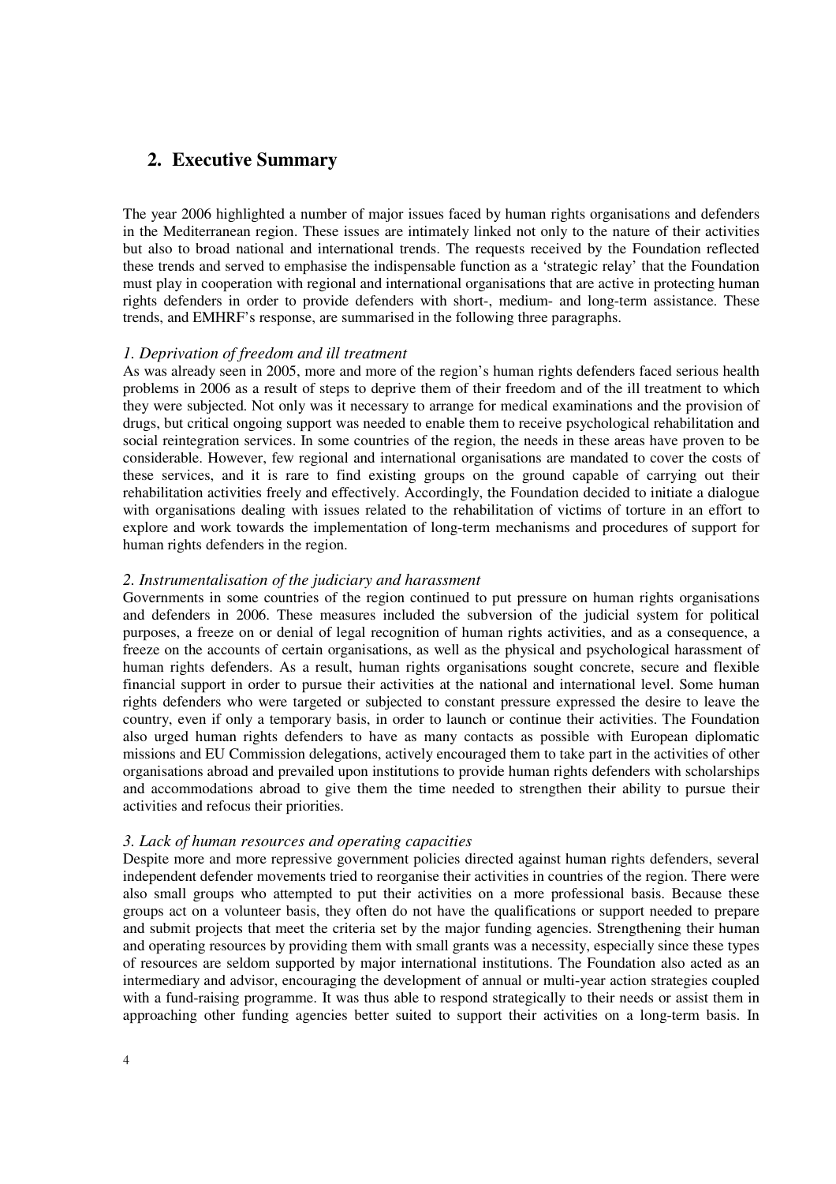## 2. Executive Summary

The year 2006 highlighted a number of major issues faced by human rights organisations and defenders in the Mediterranean region. These issues are intimately linked not only to the nature of their activities but also to broad national and international trends. The requests received by the Foundation reflected these trends and served to emphasise the indispensable function as a 'strategic relay' that the Foundation must play in cooperation with regional and international organisations that are active in protecting human rights defenders in order to provide defenders with short-, medium- and long-term assistance. These trends, and EMHRF's response, are summarised in the following three paragraphs.

*1. Deprivation of freedom and ill treatment*

As was already seen in 2005, more and more of the region's human rights defenders faced serious health problems in 2006 as a result of steps to deprive them of their freedom and of the ill treatment to which they were subjected. Not only was it necessary to arrange for medical examinations and the provision of drugs, but critical ongoing support was needed to enable them to receive psychological rehabilitation and social reintegration services. In some countries of the region, the needs in these areas have proven to be considerable. However, few regional and international organisations are mandated to cover the costs of these services, and it is rare to find existing groups on the ground capable of carrying out their rehabilitation activities freely and effectively. Accordingly, the Foundation decided to initiate a dialogue with organisations dealing with issues related to the rehabilitation of victims of torture in an effort to explore and work towards the implementation of long-term mechanisms and procedures of support for human rights defenders in the region.

*2. Instrumentalisation of the judiciary and harassment*

Governments in some countries of the region continued to put pressure on human rights organisations and defenders in 2006. These measures included the subversion of the judicial system for political purposes, a freeze on or denial of legal recognition of human rights activities, and as a consequence, a freeze on the accounts of certain organisations, as well as the physical and psychological harassment of human rights defenders. As a result, human rights organisations sought concrete, secure and flexible financial support in order to pursue their activities at the national and international level. Some human rights defenders who were targeted or subjected to constant pressure expressed the desire to leave the country, even if only a temporary basis, in order to launch or continue their activities. The Foundation also urged human rights defenders to have as many contacts as possible with European diplomatic missions and EU Commission delegations, actively encouraged them to take part in the activities of other organisations abroad and prevailed upon institutions to provide human rights defenders with scholarships and accommodations abroad to give them the time needed to strengthen their ability to pursue their activities and refocus their priorities.

*3. Lack of human resources and operating capacities*

Despite more and more repressive government policies directed against human rights defenders, several independent defender movements tried to reorganise their activities in countries of the region. There were also small groups who attempted to put their activities on a more professional basis. Because these groups act on a volunteer basis, they often do not have the qualifications or support needed to prepare and submit projects that meet the criteria set by the major funding agencies. Strengthening their human and operating resources by providing them with small grants was a necessity, especially since these types of resources are seldom supported by major international institutions. The Foundation also acted as an intermediary and advisor, encouraging the development of annual or multi-year action strategies coupled with a fund-raising programme. It was thus able to respond strategically to their needs or assist them in approaching other funding agencies better suited to support their activities on a long-term basis. In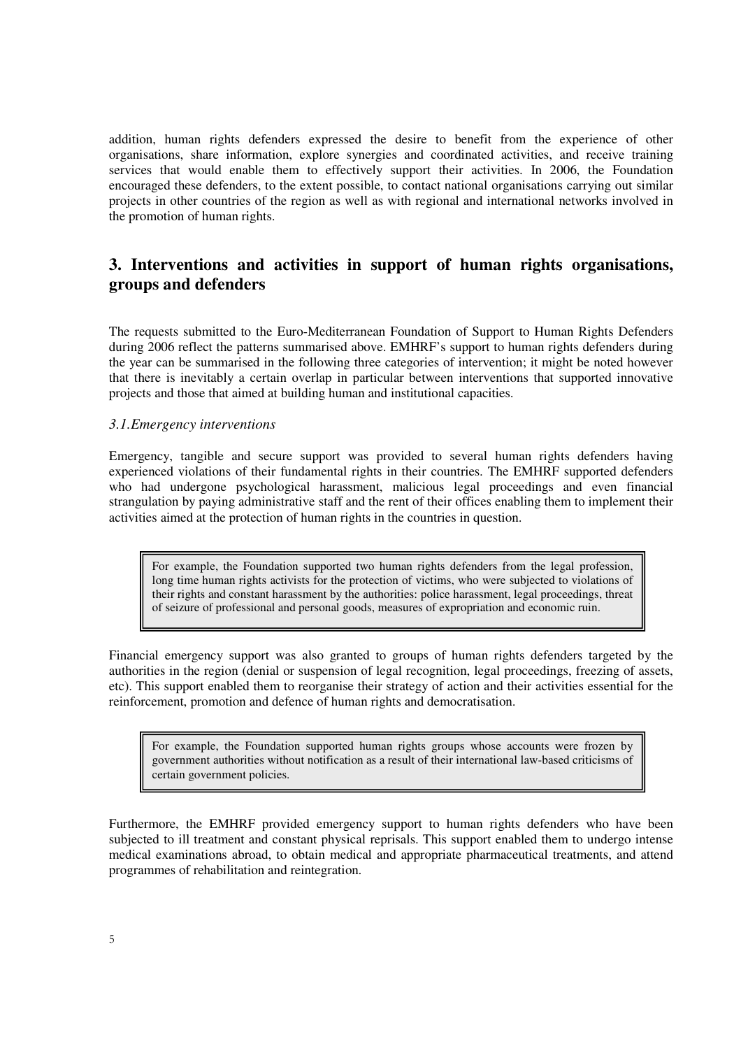addition, human rights defenders expressed the desire to benefit from the experience of other organisations, share information, explore synergies and coordinated activities, and receive training services that would enable them to effectively support their activities. In 2006, the Foundation encouraged these defenders, to the extent possible, to contact national organisations carrying out similar projects in other countries of the region as well as with regional and international networks involved in the promotion of human rights.

## 3. Interventions and activities in support of human rights organisations, groups and defenders

The requests submitted to the Euro-Mediterranean Foundation of Support to Human Rights Defenders during 2006 reflect the patterns summarised above. EMHRF's support to human rights defenders during the year can be summarised in the following three categories of intervention; it might be noted however that there is inevitably a certain overlap in particular between interventions that supported innovative projects and those that aimed at building human and institutional capacities.

### *3.1.Emergency interventions*

Emergency, tangible and secure support was provided to several human rights defenders having experienced violations of their fundamental rights in their countries. The EMHRF supported defenders who had undergone psychological harassment, malicious legal proceedings and even financial strangulation by paying administrative staff and the rent of their offices enabling them to implement their activities aimed at the protection of human rights in the countries in question.

> For example, the Foundation supported two human rights defenders from the legal profession, long time human rights activists for the protection of victims, who were subjected to violations of their rights and constant harassment by the authorities: police harassment, legal proceedings, threat of seizure of professional and personal goods, measures of expropriation and economic ruin.

Financial emergency support was also granted to groups of human rights defenders targeted by the authorities in the region (denial or suspension of legal recognition, legal proceedings, freezing of assets, etc). This support enabled them to reorganise their strategy of action and their activities essential for the reinforcement, promotion and defence of human rights and democratisation.

> For example, the Foundation supported human rights groups whose accounts were frozen by government authorities without notification as a result of their international law-based criticisms of certain government policies.

Furthermore, the EMHRF provided emergency support to human rights defenders who have been subjected to ill treatment and constant physical reprisals. This support enabled them to undergo intense medical examinations abroad, to obtain medical and appropriate pharmaceutical treatments, and attend programmes of rehabilitation and reintegration.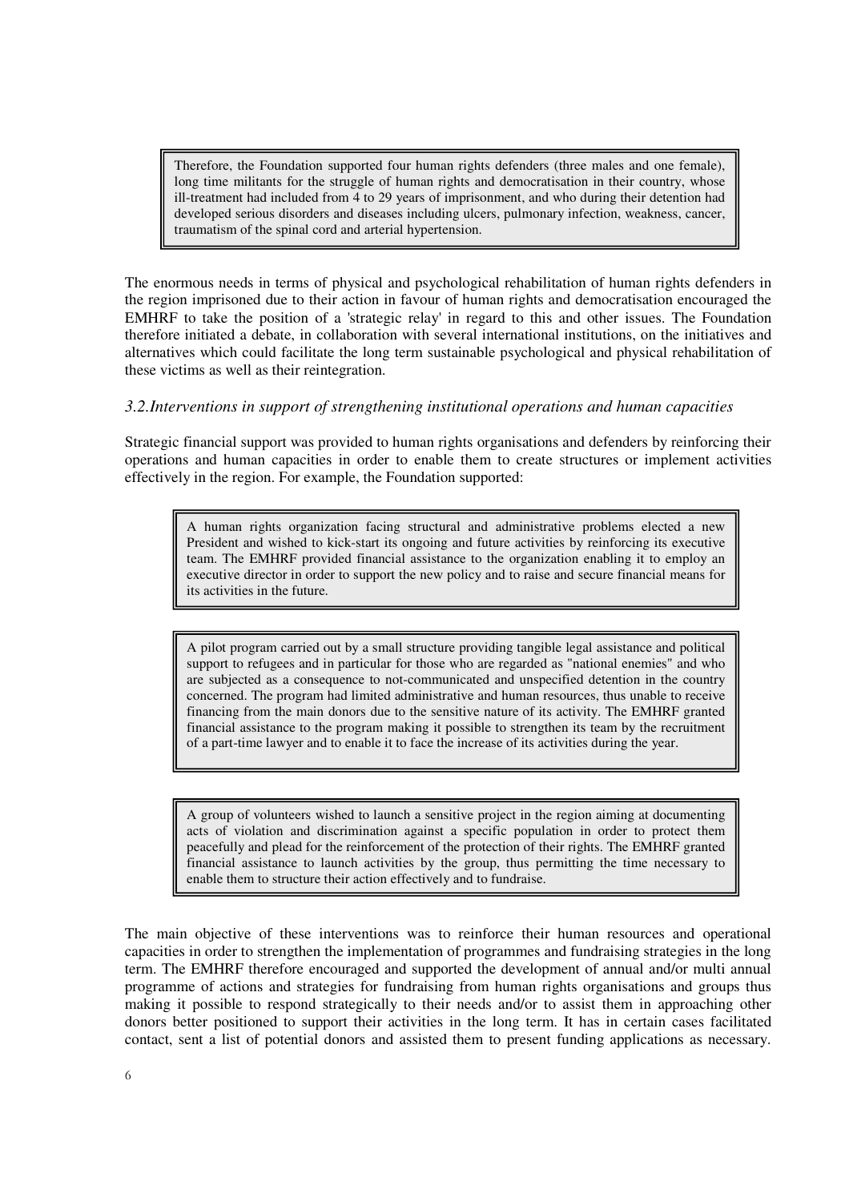> Therefore, the Foundation supported four human rights defenders (three males and one female), long time militants for the struggle of human rights and democratisation in their country, whose ill-treatment had included from 4 to 29 years of imprisonment, and who during their detention had developed serious disorders and diseases including ulcers, pulmonary infection, weakness, cancer, traumatism of the spinal cord and arterial hypertension.

The enormous needs in terms of physical and psychological rehabilitation of human rights defenders in the region imprisoned due to their action in favour of human rights and democratisation encouraged the EMHRF to take the position of a 'strategic relay' in regard to this and other issues. The Foundation therefore initiated a debate, in collaboration with several international institutions, on the initiatives and alternatives which could facilitate the long term sustainable psychological and physical rehabilitation of these victims as well as their reintegration.

### *3.2.Interventions in support of strengthening institutional operations and human capacities*

Strategic financial support was provided to human rights organisations and defenders by reinforcing their operations and human capacities in order to enable them to create structures or implement activities effectively in the region. For example, the Foundation supported:

> A human rights organization facing structural and administrative problems elected a new President and wished to kick-start its ongoing and future activities by reinforcing its executive team. The EMHRF provided financial assistance to the organization enabling it to employ an executive director in order to support the new policy and to raise and secure financial means for its activities in the future.

> A pilot program carried out by a small structure providing tangible legal assistance and political support to refugees and in particular for those who are regarded as "national enemies" and who are subjected as a consequence to not-communicated and unspecified detention in the country concerned. The program had limited administrative and human resources, thus unable to receive financing from the main donors due to the sensitive nature of its activity. The EMHRF granted financial assistance to the program making it possible to strengthen its team by the recruitment of a part-time lawyer and to enable it to face the increase of its activities during the year.

> A group of volunteers wished to launch a sensitive project in the region aiming at documenting acts of violation and discrimination against a specific population in order to protect them peacefully and plead for the reinforcement of the protection of their rights. The EMHRF granted financial assistance to launch activities by the group, thus permitting the time necessary to enable them to structure their action effectively and to fundraise.

The main objective of these interventions was to reinforce their human resources and operational capacities in order to strengthen the implementation of programmes and fundraising strategies in the long term. The EMHRF therefore encouraged and supported the development of annual and/or multi annual programme of actions and strategies for fundraising from human rights organisations and groups thus making it possible to respond strategically to their needs and/or to assist them in approaching other donors better positioned to support their activities in the long term. It has in certain cases facilitated contact, sent a list of potential donors and assisted them to present funding applications as necessary.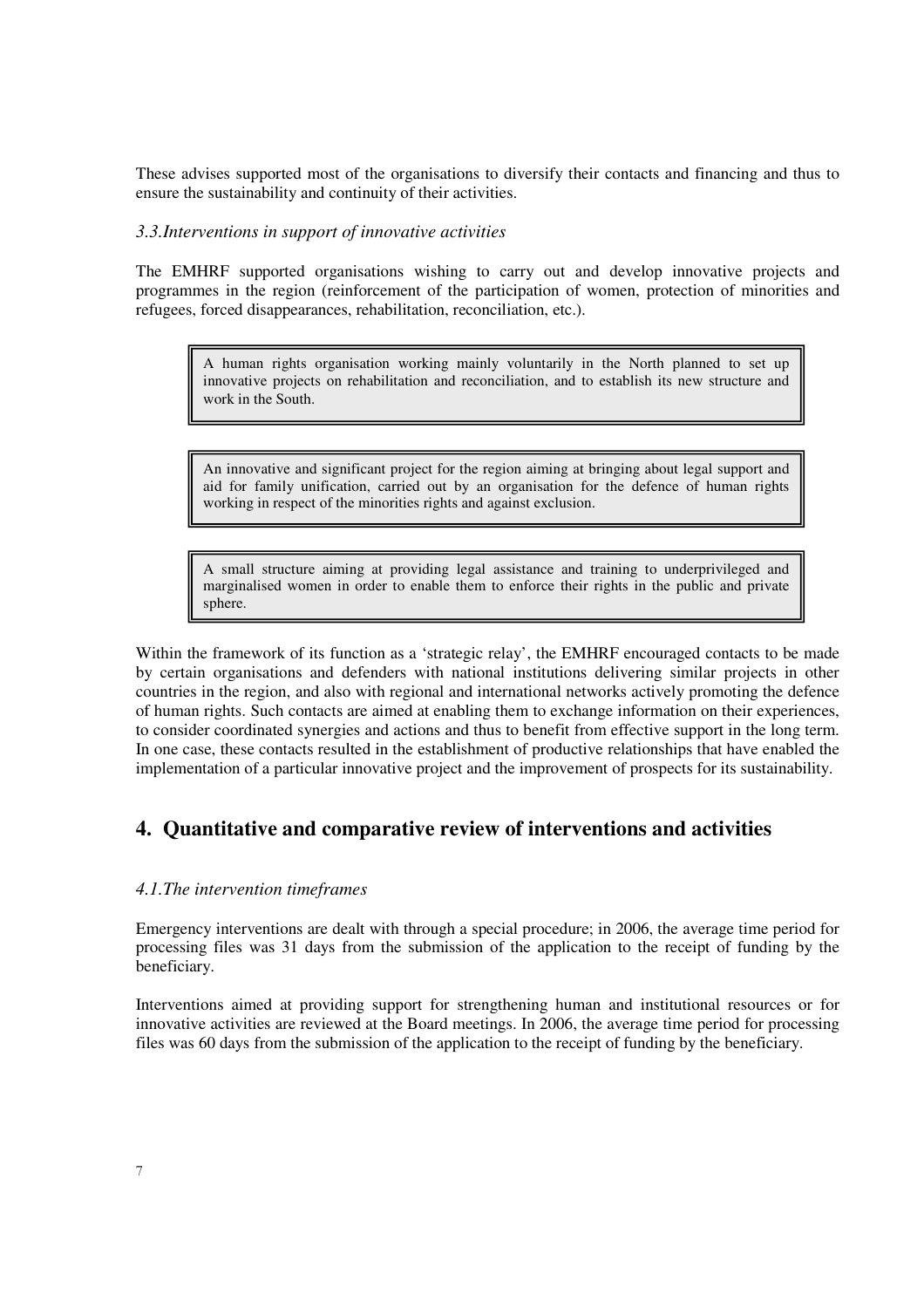These advises supported most of the organisations to diversify their contacts and financing and thus to ensure the sustainability and continuity of their activities.

### *3.3.Interventions in support of innovative activities*

The EMHRF supported organisations wishing to carry out and develop innovative projects and programmes in the region (reinforcement of the participation of women, protection of minorities and refugees, forced disappearances, rehabilitation, reconciliation, etc.).

> A human rights organisation working mainly voluntarily in the North planned to set up innovative projects on rehabilitation and reconciliation, and to establish its new structure and work in the South.

> An innovative and significant project for the region aiming at bringing about legal support and aid for family unification, carried out by an organisation for the defence of human rights working in respect of the minorities rights and against exclusion.

> A small structure aiming at providing legal assistance and training to underprivileged and marginalised women in order to enable them to enforce their rights in the public and private sphere.

Within the framework of its function as a 'strategic relay', the EMHRF encouraged contacts to be made by certain organisations and defenders with national institutions delivering similar projects in other countries in the region, and also with regional and international networks actively promoting the defence of human rights. Such contacts are aimed at enabling them to exchange information on their experiences, to consider coordinated synergies and actions and thus to benefit from effective support in the long term. In one case, these contacts resulted in the establishment of productive relationships that have enabled the implementation of a particular innovative project and the improvement of prospects for its sustainability.

## 4. Quantitative and comparative review of interventions and activities

### *4.1.The intervention timeframes*

Emergency interventions are dealt with through a special procedure; in 2006, the average time period for processing files was 31 days from the submission of the application to the receipt of funding by the beneficiary.

Interventions aimed at providing support for strengthening human and institutional resources or for innovative activities are reviewed at the Board meetings. In 2006, the average time period for processing files was 60 days from the submission of the application to the receipt of funding by the beneficiary.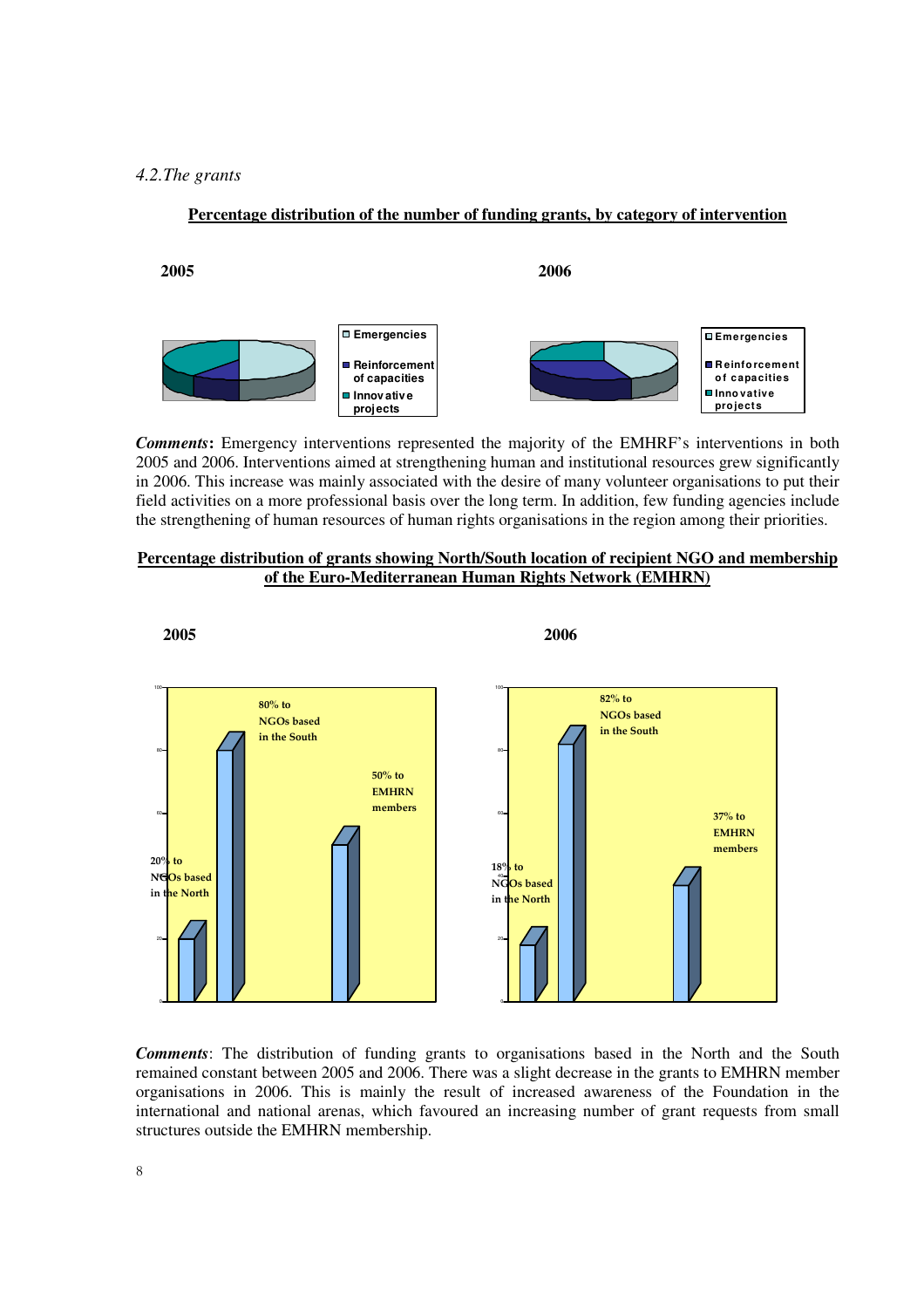*4.2.The grants*

**Percentage distribution of the number of funding grants, by category of intervention**

**2005**

- Emergencies
- Reinforcement of capacities
- Innovative projects

**2006**

- Emergencies
- Reinforcement of capacities
- Innovative projects

***Comments*****:** Emergency interventions represented the majority of the EMHRF's interventions in both 2005 and 2006. Interventions aimed at strengthening human and institutional resources grew significantly in 2006. This increase was mainly associated with the desire of many volunteer organisations to put their field activities on a more professional basis over the long term. In addition, few funding agencies include the strengthening of human resources of human rights organisations in the region among their priorities.

**Percentage distribution of grants showing North/South location of recipient NGO and membership of the Euro-Mediterranean Human Rights Network (EMHRN)**

**2005**

- 20% to NGOs based in the North
- 80% to NGOs based in the South
- 50% to EMHRN members

**2006**

- 18% to NGOs based in the North
- 82% to NGOs based in the South
- 37% to EMHRN members

***Comments***: The distribution of funding grants to organisations based in the North and the South remained constant between 2005 and 2006. There was a slight decrease in the grants to EMHRN member organisations in 2006. This is mainly the result of increased awareness of the Foundation in the international and national arenas, which favoured an increasing number of grant requests from small structures outside the EMHRN membership.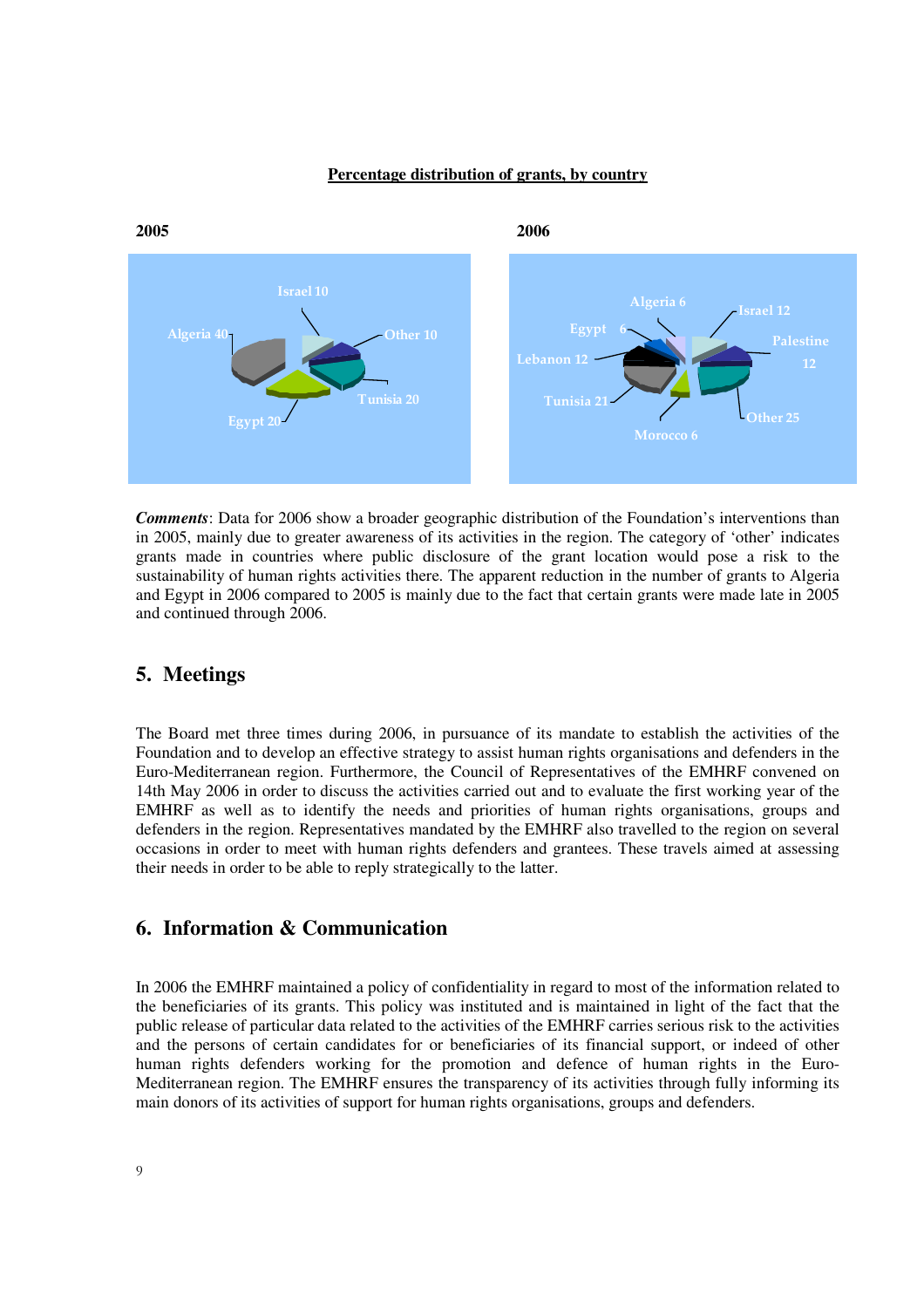**Percentage distribution of grants, by country**

**2005**

| Country | % |
|---|---|
| Algeria | 40 |
| Israel | 10 |
| Other | 10 |
| Tunisia | 20 |
| Egypt | 20 |

**2006**

| Country | % |
|---|---|
| Algeria | 6 |
| Israel | 12 |
| Egypt | 6 |
| Palestine | 12 |
| Lebanon | 12 |
| Tunisia | 21 |
| Other | 25 |
| Morocco | 6 |

***Comments***: Data for 2006 show a broader geographic distribution of the Foundation's interventions than in 2005, mainly due to greater awareness of its activities in the region. The category of 'other' indicates grants made in countries where public disclosure of the grant location would pose a risk to the sustainability of human rights activities there. The apparent reduction in the number of grants to Algeria and Egypt in 2006 compared to 2005 is mainly due to the fact that certain grants were made late in 2005 and continued through 2006.

## 5. Meetings

The Board met three times during 2006, in pursuance of its mandate to establish the activities of the Foundation and to develop an effective strategy to assist human rights organisations and defenders in the Euro-Mediterranean region. Furthermore, the Council of Representatives of the EMHRF convened on 14th May 2006 in order to discuss the activities carried out and to evaluate the first working year of the EMHRF as well as to identify the needs and priorities of human rights organisations, groups and defenders in the region. Representatives mandated by the EMHRF also travelled to the region on several occasions in order to meet with human rights defenders and grantees. These travels aimed at assessing their needs in order to be able to reply strategically to the latter.

## 6. Information & Communication

In 2006 the EMHRF maintained a policy of confidentiality in regard to most of the information related to the beneficiaries of its grants. This policy was instituted and is maintained in light of the fact that the public release of particular data related to the activities of the EMHRF carries serious risk to the activities and the persons of certain candidates for or beneficiaries of its financial support, or indeed of other human rights defenders working for the promotion and defence of human rights in the Euro-Mediterranean region. The EMHRF ensures the transparency of its activities through fully informing its main donors of its activities of support for human rights organisations, groups and defenders.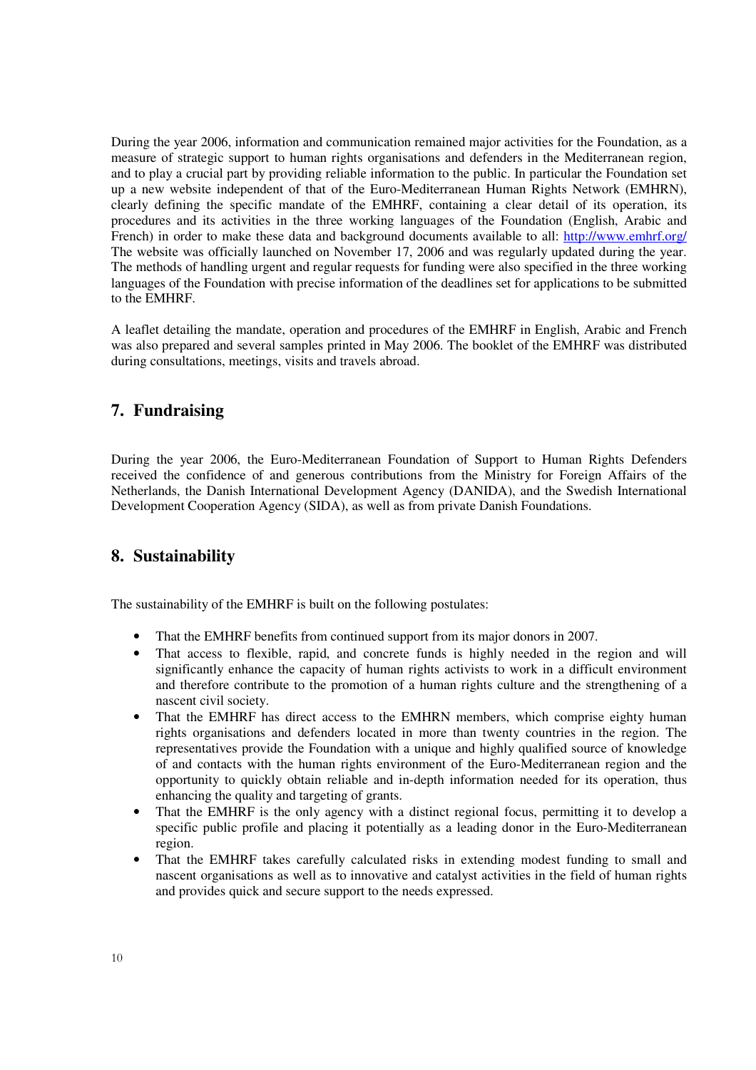During the year 2006, information and communication remained major activities for the Foundation, as a measure of strategic support to human rights organisations and defenders in the Mediterranean region, and to play a crucial part by providing reliable information to the public. In particular the Foundation set up a new website independent of that of the Euro-Mediterranean Human Rights Network (EMHRN), clearly defining the specific mandate of the EMHRF, containing a clear detail of its operation, its procedures and its activities in the three working languages of the Foundation (English, Arabic and French) in order to make these data and background documents available to all: http://www.emhrf.org/ The website was officially launched on November 17, 2006 and was regularly updated during the year. The methods of handling urgent and regular requests for funding were also specified in the three working languages of the Foundation with precise information of the deadlines set for applications to be submitted to the EMHRF.

A leaflet detailing the mandate, operation and procedures of the EMHRF in English, Arabic and French was also prepared and several samples printed in May 2006. The booklet of the EMHRF was distributed during consultations, meetings, visits and travels abroad.

## 7. Fundraising

During the year 2006, the Euro-Mediterranean Foundation of Support to Human Rights Defenders received the confidence of and generous contributions from the Ministry for Foreign Affairs of the Netherlands, the Danish International Development Agency (DANIDA), and the Swedish International Development Cooperation Agency (SIDA), as well as from private Danish Foundations.

## 8. Sustainability

The sustainability of the EMHRF is built on the following postulates:

- That the EMHRF benefits from continued support from its major donors in 2007.
- That access to flexible, rapid, and concrete funds is highly needed in the region and will significantly enhance the capacity of human rights activists to work in a difficult environment and therefore contribute to the promotion of a human rights culture and the strengthening of a nascent civil society.
- That the EMHRF has direct access to the EMHRN members, which comprise eighty human rights organisations and defenders located in more than twenty countries in the region. The representatives provide the Foundation with a unique and highly qualified source of knowledge of and contacts with the human rights environment of the Euro-Mediterranean region and the opportunity to quickly obtain reliable and in-depth information needed for its operation, thus enhancing the quality and targeting of grants.
- That the EMHRF is the only agency with a distinct regional focus, permitting it to develop a specific public profile and placing it potentially as a leading donor in the Euro-Mediterranean region.
- That the EMHRF takes carefully calculated risks in extending modest funding to small and nascent organisations as well as to innovative and catalyst activities in the field of human rights and provides quick and secure support to the needs expressed.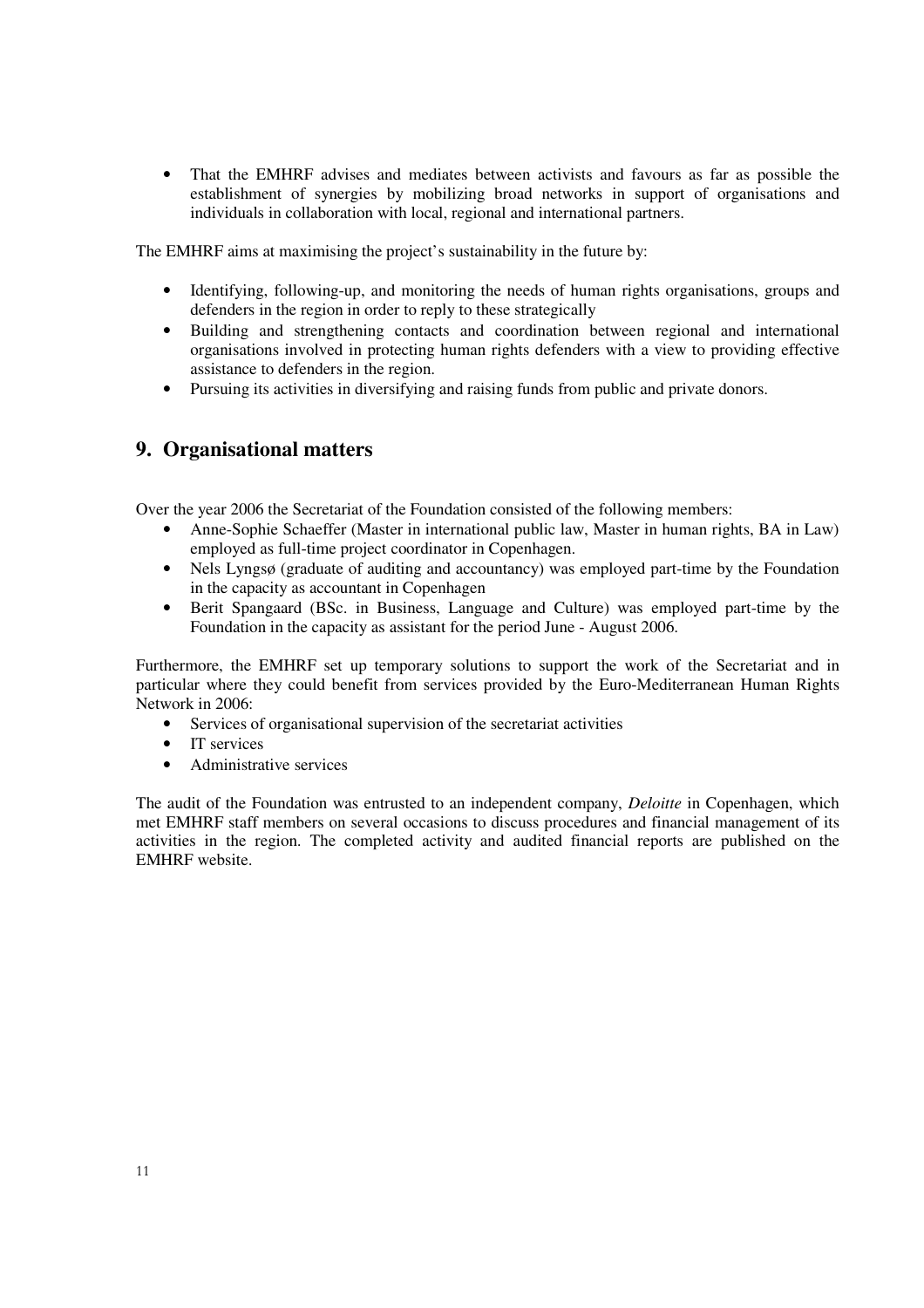- That the EMHRF advises and mediates between activists and favours as far as possible the establishment of synergies by mobilizing broad networks in support of organisations and individuals in collaboration with local, regional and international partners.

The EMHRF aims at maximising the project's sustainability in the future by:

- Identifying, following-up, and monitoring the needs of human rights organisations, groups and defenders in the region in order to reply to these strategically
- Building and strengthening contacts and coordination between regional and international organisations involved in protecting human rights defenders with a view to providing effective assistance to defenders in the region.
- Pursuing its activities in diversifying and raising funds from public and private donors.

## 9. Organisational matters

Over the year 2006 the Secretariat of the Foundation consisted of the following members:

- Anne-Sophie Schaeffer (Master in international public law, Master in human rights, BA in Law) employed as full-time project coordinator in Copenhagen.
- Nels Lyngsø (graduate of auditing and accountancy) was employed part-time by the Foundation in the capacity as accountant in Copenhagen
- Berit Spangaard (BSc. in Business, Language and Culture) was employed part-time by the Foundation in the capacity as assistant for the period June - August 2006.

Furthermore, the EMHRF set up temporary solutions to support the work of the Secretariat and in particular where they could benefit from services provided by the Euro-Mediterranean Human Rights Network in 2006:

- Services of organisational supervision of the secretariat activities
- IT services
- Administrative services

The audit of the Foundation was entrusted to an independent company, *Deloitte* in Copenhagen, which met EMHRF staff members on several occasions to discuss procedures and financial management of its activities in the region. The completed activity and audited financial reports are published on the EMHRF website.